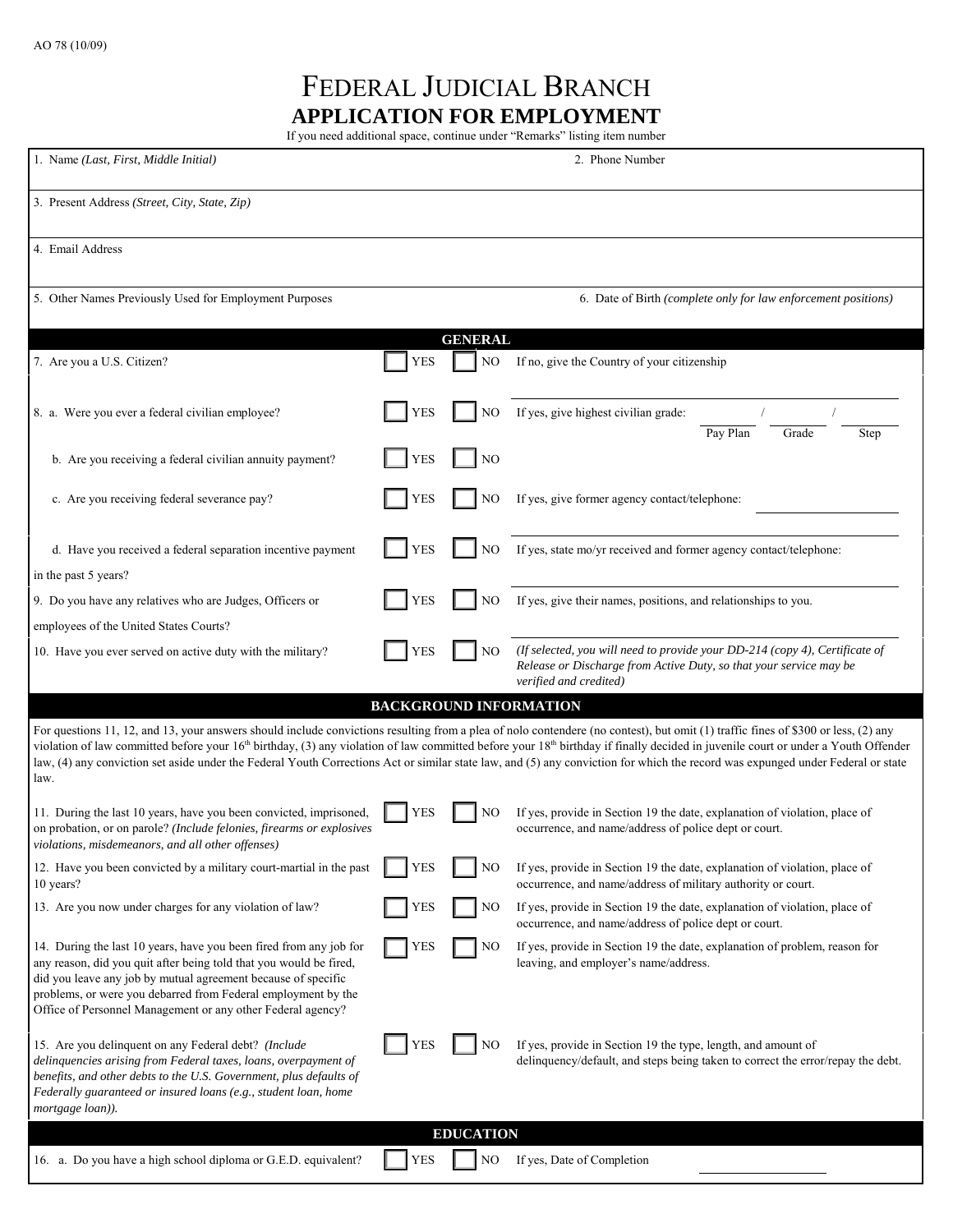AO 78 (10/09)

# FEDERAL JUDICIAL BRANCH
## APPLICATION FOR EMPLOYMENT

If you need additional space, continue under "Remarks" listing item number

1. Name *(Last, First, Middle Initial)*

2. Phone Number

3. Present Address *(Street, City, State, Zip)*

4. Email Address

5. Other Names Previously Used for Employment Purposes

6. Date of Birth *(complete only for law enforcement positions)*

### GENERAL

7. Are you a U.S. Citizen? ☐ YES ☐ NO If no, give the Country of your citizenship

8. a. Were you ever a federal civilian employee? ☐ YES ☐ NO If yes, give highest civilian grade: ______ / ______ / ______ (Pay Plan / Grade / Step)

   b. Are you receiving a federal civilian annuity payment? ☐ YES ☐ NO

   c. Are you receiving federal severance pay? ☐ YES ☐ NO If yes, give former agency contact/telephone:

   d. Have you received a federal separation incentive payment in the past 5 years? ☐ YES ☐ NO If yes, state mo/yr received and former agency contact/telephone:

9. Do you have any relatives who are Judges, Officers or employees of the United States Courts? ☐ YES ☐ NO If yes, give their names, positions, and relationships to you.

10. Have you ever served on active duty with the military? ☐ YES ☐ NO *(If selected, you will need to provide your DD-214 (copy 4), Certificate of Release or Discharge from Active Duty, so that your service may be verified and credited)*

### BACKGROUND INFORMATION

For questions 11, 12, and 13, your answers should include convictions resulting from a plea of nolo contendere (no contest), but omit (1) traffic fines of $300 or less, (2) any violation of law committed before your 16th birthday, (3) any violation of law committed before your 18th birthday if finally decided in juvenile court or under a Youth Offender law, (4) any conviction set aside under the Federal Youth Corrections Act or similar state law, and (5) any conviction for which the record was expunged under Federal or state law.

11. During the last 10 years, have you been convicted, imprisoned, on probation, or on parole? *(Include felonies, firearms or explosives violations, misdemeanors, and all other offenses)* ☐ YES ☐ NO If yes, provide in Section 19 the date, explanation of violation, place of occurrence, and name/address of police dept or court.

12. Have you been convicted by a military court-martial in the past 10 years? ☐ YES ☐ NO If yes, provide in Section 19 the date, explanation of violation, place of occurrence, and name/address of military authority or court.

13. Are you now under charges for any violation of law? ☐ YES ☐ NO If yes, provide in Section 19 the date, explanation of violation, place of occurrence, and name/address of police dept or court.

14. During the last 10 years, have you been fired from any job for any reason, did you quit after being told that you would be fired, did you leave any job by mutual agreement because of specific problems, or were you debarred from Federal employment by the Office of Personnel Management or any other Federal agency? ☐ YES ☐ NO If yes, provide in Section 19 the date, explanation of problem, reason for leaving, and employer's name/address.

15. Are you delinquent on any Federal debt? *(Include delinquencies arising from Federal taxes, loans, overpayment of benefits, and other debts to the U.S. Government, plus defaults of Federally guaranteed or insured loans (e.g., student loan, home mortgage loan)).* ☐ YES ☐ NO If yes, provide in Section 19 the type, length, and amount of delinquency/default, and steps being taken to correct the error/repay the debt.

### EDUCATION

16. a. Do you have a high school diploma or G.E.D. equivalent? ☐ YES ☐ NO If yes, Date of Completion ______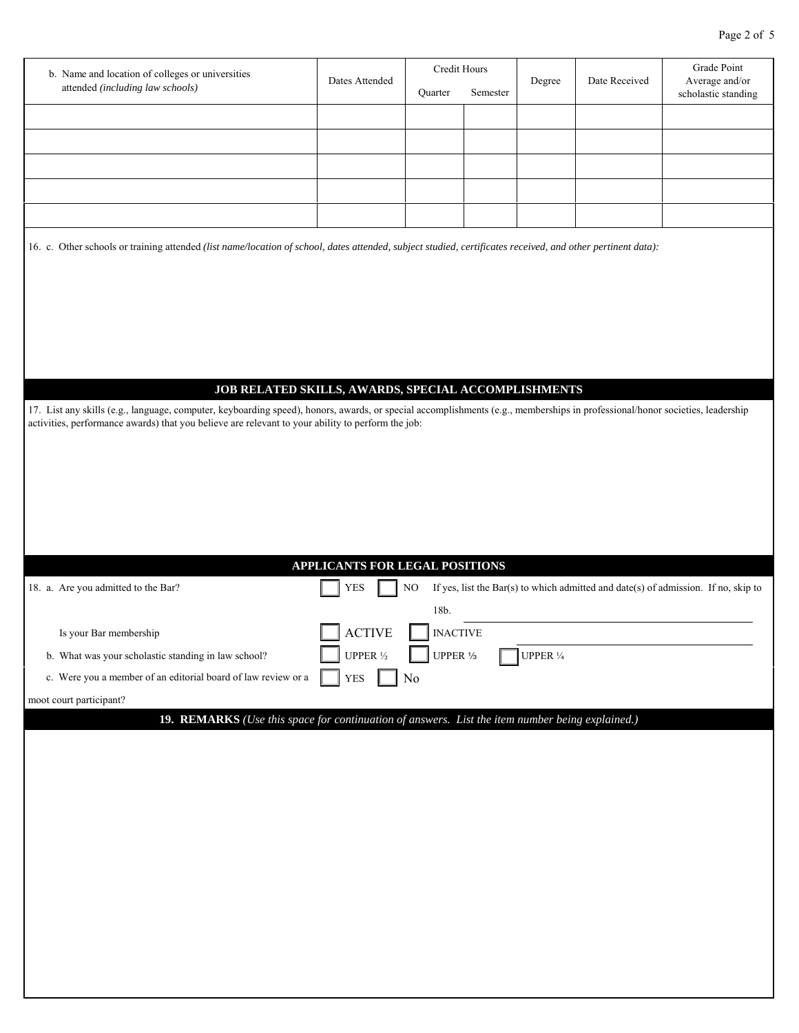| b. Name and location of colleges or universities attended *(including law schools)* | Dates Attended | Credit Hours | | Degree | Date Received | Grade Point Average and/or scholastic standing |
|---|---|---|---|---|---|---|
| | | Quarter | Semester | | | |
| | | | | | | |
| | | | | | | |
| | | | | | | |
| | | | | | | |
| | | | | | | |

16. c. Other schools or training attended *(list name/location of school, dates attended, subject studied, certificates received, and other pertinent data):*

## JOB RELATED SKILLS, AWARDS, SPECIAL ACCOMPLISHMENTS

17. List any skills (e.g., language, computer, keyboarding speed), honors, awards, or special accomplishments (e.g., memberships in professional/honor societies, leadership activities, performance awards) that you believe are relevant to your ability to perform the job:

## APPLICANTS FOR LEGAL POSITIONS

18. a. Are you admitted to the Bar? ☐ YES ☐ NO If yes, list the Bar(s) to which admitted and date(s) of admission. If no, skip to 18b. ____________________

Is your Bar membership ☐ ACTIVE ☐ INACTIVE ____________________

b. What was your scholastic standing in law school? ☐ UPPER ½ ☐ UPPER ⅓ ☐ UPPER ¼

c. Were you a member of an editorial board of law review or a moot court participant? ☐ YES ☐ No

## 19. REMARKS *(Use this space for continuation of answers. List the item number being explained.)*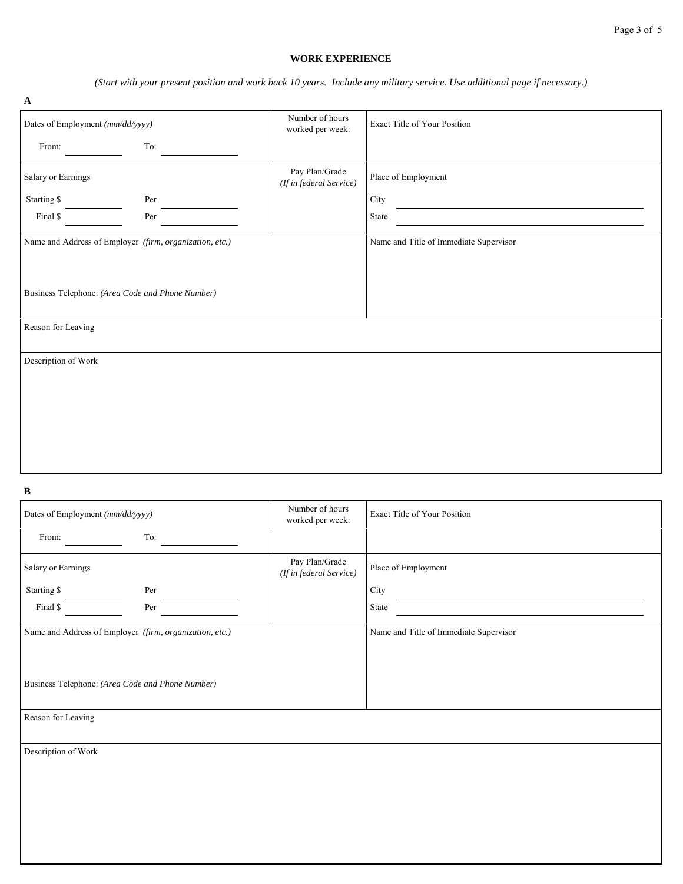## WORK EXPERIENCE

*(Start with your present position and work back 10 years. Include any military service. Use additional page if necessary.)*

**A**

| Dates of Employment *(mm/dd/yyyy)* From: ____ To: ____ | Number of hours worked per week: | Exact Title of Your Position |
|---|---|---|
| Salary or Earnings Starting $ ____ Per ____ Final $ ____ Per ____ | Pay Plan/Grade *(If in federal Service)* | Place of Employment City ____ State ____ |
| Name and Address of Employer *(firm, organization, etc.)* Business Telephone: *(Area Code and Phone Number)* | | Name and Title of Immediate Supervisor |
| Reason for Leaving | | |
| Description of Work | | |

**B**

| Dates of Employment *(mm/dd/yyyy)* From: ____ To: ____ | Number of hours worked per week: | Exact Title of Your Position |
|---|---|---|
| Salary or Earnings Starting $ ____ Per ____ Final $ ____ Per ____ | Pay Plan/Grade *(If in federal Service)* | Place of Employment City ____ State ____ |
| Name and Address of Employer *(firm, organization, etc.)* Business Telephone: *(Area Code and Phone Number)* | | Name and Title of Immediate Supervisor |
| Reason for Leaving | | |
| Description of Work | | |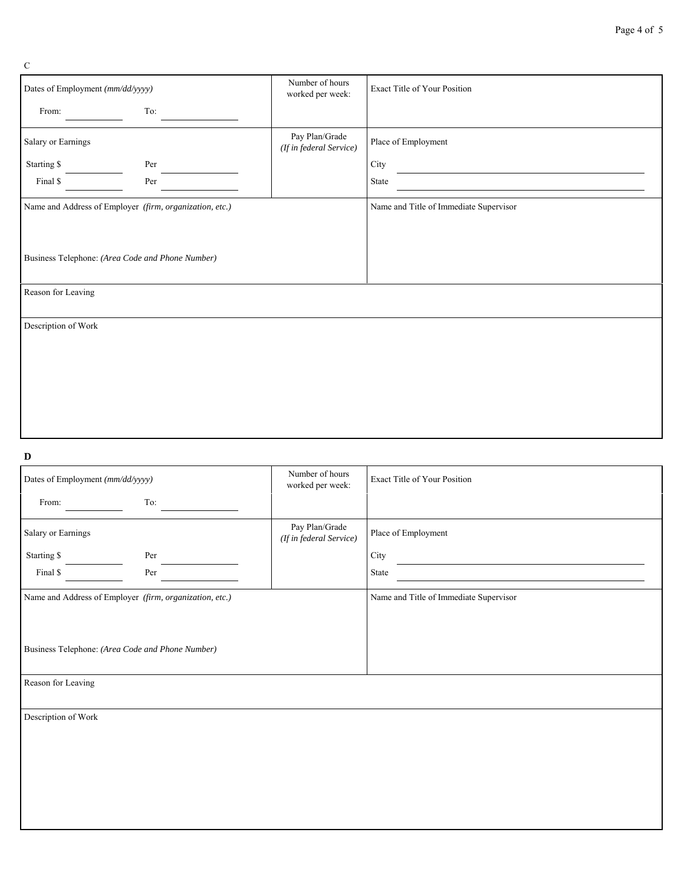C

| Dates of Employment *(mm/dd/yyyy)* | Number of hours worked per week: | Exact Title of Your Position |
|---|---|---|
| From: ______ To: ______ | | |
| **Salary or Earnings** | **Pay Plan/Grade** *(If in federal Service)* | **Place of Employment** |
| Starting $ ______ Per ______ | | City ______ |
| Final $ ______ Per ______ | | State ______ |
| Name and Address of Employer *(firm, organization, etc.)* | | Name and Title of Immediate Supervisor |
| Business Telephone: *(Area Code and Phone Number)* | | |
| Reason for Leaving | | |
| Description of Work | | |

**D**

| Dates of Employment *(mm/dd/yyyy)* | Number of hours worked per week: | Exact Title of Your Position |
|---|---|---|
| From: ______ To: ______ | | |
| **Salary or Earnings** | **Pay Plan/Grade** *(If in federal Service)* | **Place of Employment** |
| Starting $ ______ Per ______ | | City ______ |
| Final $ ______ Per ______ | | State ______ |
| Name and Address of Employer *(firm, organization, etc.)* | | Name and Title of Immediate Supervisor |
| Business Telephone: *(Area Code and Phone Number)* | | |
| Reason for Leaving | | |
| Description of Work | | |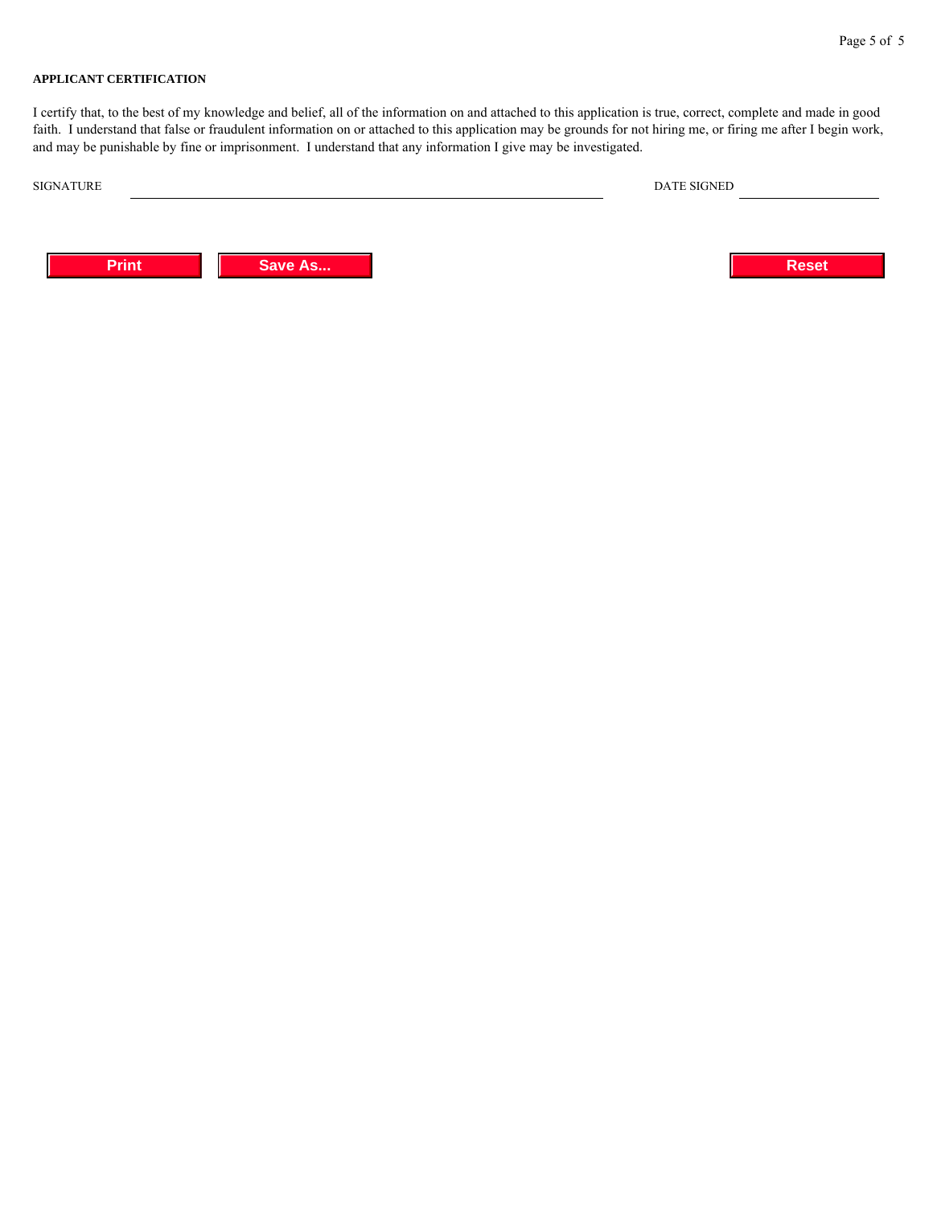**APPLICANT CERTIFICATION**

I certify that, to the best of my knowledge and belief, all of the information on and attached to this application is true, correct, complete and made in good faith. I understand that false or fraudulent information on or attached to this application may be grounds for not hiring me, or firing me after I begin work, and may be punishable by fine or imprisonment. I understand that any information I give may be investigated.

SIGNATURE ______________________________ DATE SIGNED ______________

Print | Save As... | Reset